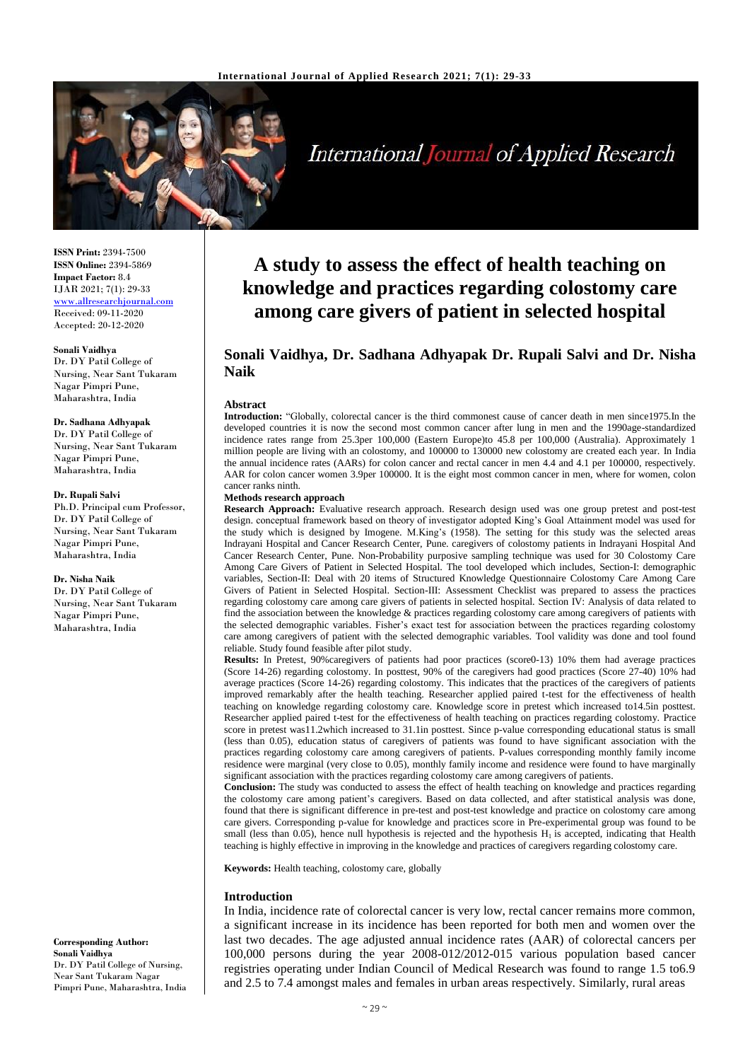**ISSN Print:** 2394-7500
**ISSN Online:** 2394-5869
**Impact Factor:** 8.4
IJAR 2021; 7(1): 29-33
www.allresearchjournal.com
Received: 09-11-2020
Accepted: 20-12-2020

**Sonali Vaidhya**
Dr. DY Patil College of Nursing, Near Sant Tukaram Nagar Pimpri Pune, Maharashtra, India

**Dr. Sadhana Adhyapak**
Dr. DY Patil College of Nursing, Near Sant Tukaram Nagar Pimpri Pune, Maharashtra, India

**Dr. Rupali Salvi**
Ph.D. Principal cum Professor, Dr. DY Patil College of Nursing, Near Sant Tukaram Nagar Pimpri Pune, Maharashtra, India

**Dr. Nisha Naik**
Dr. DY Patil College of Nursing, Near Sant Tukaram Nagar Pimpri Pune, Maharashtra, India

**Corresponding Author:**
**Sonali Vaidhya**
Dr. DY Patil College of Nursing, Near Sant Tukaram Nagar Pimpri Pune, Maharashtra, India

# A study to assess the effect of health teaching on knowledge and practices regarding colostomy care among care givers of patient in selected hospital

## Sonali Vaidhya, Dr. Sadhana Adhyapak Dr. Rupali Salvi and Dr. Nisha Naik

### Abstract

**Introduction:** "Globally, colorectal cancer is the third commonest cause of cancer death in men since1975.In the developed countries it is now the second most common cancer after lung in men and the 1990age-standardized incidence rates range from 25.3per 100,000 (Eastern Europe)to 45.8 per 100,000 (Australia). Approximately 1 million people are living with an colostomy, and 100000 to 130000 new colostomy are created each year. In India the annual incidence rates (AARs) for colon cancer and rectal cancer in men 4.4 and 4.1 per 100000, respectively. AAR for colon cancer women 3.9per 100000. It is the eight most common cancer in men, where for women, colon cancer ranks ninth.

**Methods research approach**

**Research Approach:** Evaluative research approach. Research design used was one group pretest and post-test design. conceptual framework based on theory of investigator adopted King's Goal Attainment model was used for the study which is designed by Imogene. M.King's (1958). The setting for this study was the selected areas Indrayani Hospital and Cancer Research Center, Pune. caregivers of colostomy patients in Indrayani Hospital And Cancer Research Center, Pune. Non-Probability purposive sampling technique was used for 30 Colostomy Care Among Care Givers of Patient in Selected Hospital. The tool developed which includes, Section-I: demographic variables, Section-II: Deal with 20 items of Structured Knowledge Questionnaire Colostomy Care Among Care Givers of Patient in Selected Hospital. Section-III: Assessment Checklist was prepared to assess the practices regarding colostomy care among care givers of patients in selected hospital. Section IV: Analysis of data related to find the association between the knowledge & practices regarding colostomy care among caregivers of patients with the selected demographic variables. Fisher's exact test for association between the practices regarding colostomy care among caregivers of patient with the selected demographic variables. Tool validity was done and tool found reliable. Study found feasible after pilot study.

**Results:** In Pretest, 90%caregivers of patients had poor practices (score0-13) 10% them had average practices (Score 14-26) regarding colostomy. In posttest, 90% of the caregivers had good practices (Score 27-40) 10% had average practices (Score 14-26) regarding colostomy. This indicates that the practices of the caregivers of patients improved remarkably after the health teaching. Researcher applied paired t-test for the effectiveness of health teaching on knowledge regarding colostomy care. Knowledge score in pretest which increased to14.5in posttest. Researcher applied paired t-test for the effectiveness of health teaching on practices regarding colostomy. Practice score in pretest was11.2which increased to 31.1in posttest. Since p-value corresponding educational status is small (less than 0.05), education status of caregivers of patients was found to have significant association with the practices regarding colostomy care among caregivers of patients. P-values corresponding monthly family income residence were marginal (very close to 0.05), monthly family income and residence were found to have marginally significant association with the practices regarding colostomy care among caregivers of patients.

**Conclusion:** The study was conducted to assess the effect of health teaching on knowledge and practices regarding the colostomy care among patient's caregivers. Based on data collected, and after statistical analysis was done, found that there is significant difference in pre-test and post-test knowledge and practice on colostomy care among care givers. Corresponding p-value for knowledge and practices score in Pre-experimental group was found to be small (less than 0.05), hence null hypothesis is rejected and the hypothesis $H_1$ is accepted, indicating that Health teaching is highly effective in improving in the knowledge and practices of caregivers regarding colostomy care.

**Keywords:** Health teaching, colostomy care, globally

### Introduction

In India, incidence rate of colorectal cancer is very low, rectal cancer remains more common, a significant increase in its incidence has been reported for both men and women over the last two decades. The age adjusted annual incidence rates (AAR) of colorectal cancers per 100,000 persons during the year 2008-012/2012-015 various population based cancer registries operating under Indian Council of Medical Research was found to range 1.5 to6.9 and 2.5 to 7.4 amongst males and females in urban areas respectively. Similarly, rural areas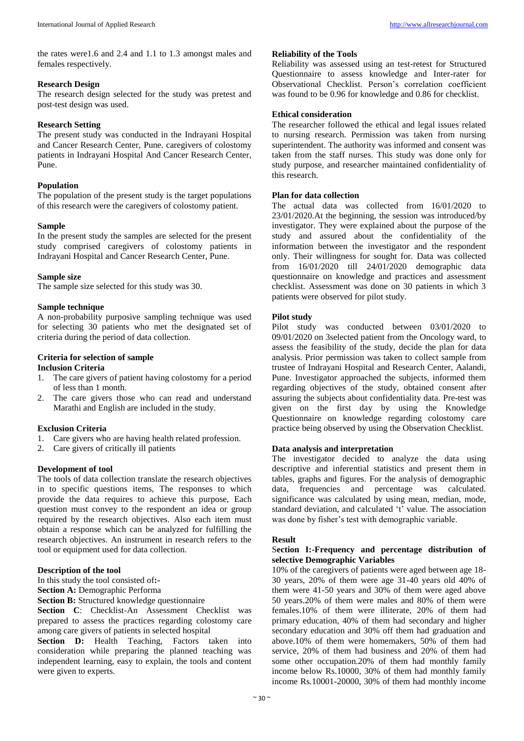the rates were1.6 and 2.4 and 1.1 to 1.3 amongst males and females respectively.

### Research Design

The research design selected for the study was pretest and post-test design was used.

### Research Setting

The present study was conducted in the Indrayani Hospital and Cancer Research Center, Pune. caregivers of colostomy patients in Indrayani Hospital And Cancer Research Center, Pune.

### Population

The population of the present study is the target populations of this research were the caregivers of colostomy patient.

### Sample

In the present study the samples are selected for the present study comprised caregivers of colostomy patients in Indrayani Hospital and Cancer Research Center, Pune.

### Sample size

The sample size selected for this study was 30.

### Sample technique

A non-probability purposive sampling technique was used for selecting 30 patients who met the designated set of criteria during the period of data collection.

### Criteria for selection of sample

**Inclusion Criteria**

1. The care givers of patient having colostomy for a period of less than 1 month.
2. The care givers those who can read and understand Marathi and English are included in the study.

**Exclusion Criteria**

1. Care givers who are having health related profession.
2. Care givers of critically ill patients

### Development of tool

The tools of data collection translate the research objectives in to specific questions items, The responses to which provide the data requires to achieve this purpose, Each question must convey to the respondent an idea or group required by the research objectives. Also each item must obtain a response which can be analyzed for fulfilling the research objectives. An instrument in research refers to the tool or equipment used for data collection.

### Description of the tool

In this study the tool consisted of**:-**

**Section A:** Demographic Performa

**Section B:** Structured knowledge questionnaire

**Section C**: Checklist-An Assessment Checklist was prepared to assess the practices regarding colostomy care among care givers of patients in selected hospital

**Section D:** Health Teaching, Factors taken into consideration while preparing the planned teaching was independent learning, easy to explain, the tools and content were given to experts.

### Reliability of the Tools

Reliability was assessed using an test-retest for Structured Questionnaire to assess knowledge and Inter-rater for Observational Checklist. Person's correlation coefficient was found to be 0.96 for knowledge and 0.86 for checklist.

### Ethical consideration

The researcher followed the ethical and legal issues related to nursing research. Permission was taken from nursing superintendent. The authority was informed and consent was taken from the staff nurses. This study was done only for study purpose, and researcher maintained confidentiality of this research.

### Plan for data collection

The actual data was collected from 16/01/2020 to 23/01/2020.At the beginning, the session was introduced/by investigator. They were explained about the purpose of the study and assured about the confidentiality of the information between the investigator and the respondent only. Their willingness for sought for. Data was collected from 16/01/2020 till 24/01/2020 demographic data questionnaire on knowledge and practices and assessment checklist. Assessment was done on 30 patients in which 3 patients were observed for pilot study.

### Pilot study

Pilot study was conducted between 03/01/2020 to 09/01/2020 on 3selected patient from the Oncology ward, to assess the feasibility of the study, decide the plan for data analysis. Prior permission was taken to collect sample from trustee of Indrayani Hospital and Research Center, Aalandi, Pune. Investigator approached the subjects, informed them regarding objectives of the study, obtained consent after assuring the subjects about confidentiality data. Pre-test was given on the first day by using the Knowledge Questionnaire on knowledge regarding colostomy care practice being observed by using the Observation Checklist.

### Data analysis and interpretation

The investigator decided to analyze the data using descriptive and inferential statistics and present them in tables, graphs and figures. For the analysis of demographic data, frequencies and percentage was calculated. significance was calculated by using mean, median, mode, standard deviation, and calculated 't' value. The association was done by fisher's test with demographic variable.

## Result

**Section I:-Frequency and percentage distribution of selective Demographic Variables**

10% of the caregivers of patients were aged between age 18-30 years, 20% of them were age 31-40 years old 40% of them were 41-50 years and 30% of them were aged above 50 years.20% of them were males and 80% of them were females.10% of them were illiterate, 20% of them had primary education, 40% of them had secondary and higher secondary education and 30% off them had graduation and above.10% of them were homemakers, 50% of them had service, 20% of them had business and 20% of them had some other occupation.20% of them had monthly family income below Rs.10000, 30% of them had monthly family income Rs.10001-20000, 30% of them had monthly income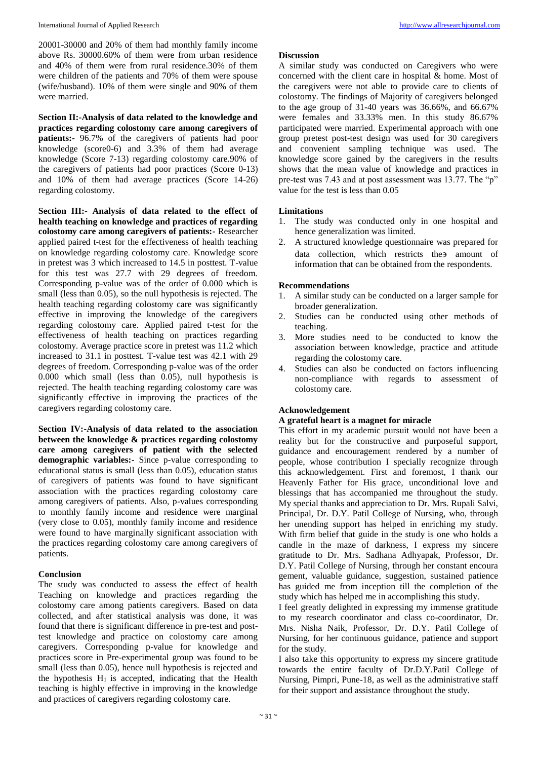20001-30000 and 20% of them had monthly family income above Rs. 30000.60% of them were from urban residence and 40% of them were from rural residence.30% of them were children of the patients and 70% of them were spouse (wife/husband). 10% of them were single and 90% of them were married.

**Section II:-Analysis of data related to the knowledge and practices regarding colostomy care among caregivers of patients:-** 96.7% of the caregivers of patients had poor knowledge (score0-6) and 3.3% of them had average knowledge (Score 7-13) regarding colostomy care.90% of the caregivers of patients had poor practices (Score 0-13) and 10% of them had average practices (Score 14-26) regarding colostomy.

**Section III:- Analysis of data related to the effect of health teaching on knowledge and practices of regarding colostomy care among caregivers of patients:-** Researcher applied paired t-test for the effectiveness of health teaching on knowledge regarding colostomy care. Knowledge score in pretest was 3 which increased to 14.5 in posttest. T-value for this test was 27.7 with 29 degrees of freedom. Corresponding p-value was of the order of 0.000 which is small (less than 0.05), so the null hypothesis is rejected. The health teaching regarding colostomy care was significantly effective in improving the knowledge of the caregivers regarding colostomy care. Applied paired t-test for the effectiveness of health teaching on practices regarding colostomy. Average practice score in pretest was 11.2 which increased to 31.1 in posttest. T-value test was 42.1 with 29 degrees of freedom. Corresponding p-value was of the order 0.000 which small (less than 0.05), null hypothesis is rejected. The health teaching regarding colostomy care was significantly effective in improving the practices of the caregivers regarding colostomy care.

**Section IV:-Analysis of data related to the association between the knowledge & practices regarding colostomy care among caregivers of patient with the selected demographic variables:-** Since p-value corresponding to educational status is small (less than 0.05), education status of caregivers of patients was found to have significant association with the practices regarding colostomy care among caregivers of patients. Also, p-values corresponding to monthly family income and residence were marginal (very close to 0.05), monthly family income and residence were found to have marginally significant association with the practices regarding colostomy care among caregivers of patients.

## Conclusion

The study was conducted to assess the effect of health Teaching on knowledge and practices regarding the colostomy care among patients caregivers. Based on data collected, and after statistical analysis was done, it was found that there is significant difference in pre-test and post-test knowledge and practice on colostomy care among caregivers. Corresponding p-value for knowledge and practices score in Pre-experimental group was found to be small (less than 0.05), hence null hypothesis is rejected and the hypothesis $H_1$ is accepted, indicating that the Health teaching is highly effective in improving in the knowledge and practices of caregivers regarding colostomy care.

## Discussion

A similar study was conducted on Caregivers who were concerned with the client care in hospital & home. Most of the caregivers were not able to provide care to clients of colostomy. The findings of Majority of caregivers belonged to the age group of 31-40 years was 36.66%, and 66.67% were females and 33.33% men. In this study 86.67% participated were married. Experimental approach with one group pretest post-test design was used for 30 caregivers and convenient sampling technique was used. The knowledge score gained by the caregivers in the results shows that the mean value of knowledge and practices in pre-test was 7.43 and at post assessment was 13.77. The "p" value for the test is less than 0.05

## Limitations

1. The study was conducted only in one hospital and hence generalization was limited.
2. A structured knowledge questionnaire was prepared for data collection, which restricts the϶ amount of information that can be obtained from the respondents.

## Recommendations

1. A similar study can be conducted on a larger sample for broader generalization.
2. Studies can be conducted using other methods of teaching.
3. More studies need to be conducted to know the association between knowledge, practice and attitude regarding the colostomy care.
4. Studies can also be conducted on factors influencing non-compliance with regards to assessment of colostomy care.

## Acknowledgement

**A grateful heart is a magnet for miracle**

This effort in my academic pursuit would not have been a reality but for the constructive and purposeful support, guidance and encouragement rendered by a number of people, whose contribution I specially recognize through this acknowledgement. First and foremost, I thank our Heavenly Father for His grace, unconditional love and blessings that has accompanied me throughout the study. My special thanks and appreciation to Dr. Mrs. Rupali Salvi, Principal, Dr. D.Y. Patil College of Nursing, who, through her unending support has helped in enriching my study. With firm belief that guide in the study is one who holds a candle in the maze of darkness, I express my sincere gratitude to Dr. Mrs. Sadhana Adhyapak, Professor, Dr. D.Y. Patil College of Nursing, through her constant encouragement, valuable guidance, suggestion, sustained patience has guided me from inception till the completion of the study which has helped me in accomplishing this study.

I feel greatly delighted in expressing my immense gratitude to my research coordinator and class co-coordinator, Dr. Mrs. Nisha Naik, Professor, Dr. D.Y. Patil College of Nursing, for her continuous guidance, patience and support for the study.

I also take this opportunity to express my sincere gratitude towards the entire faculty of Dr.D.Y.Patil College of Nursing, Pimpri, Pune-18, as well as the administrative staff for their support and assistance throughout the study.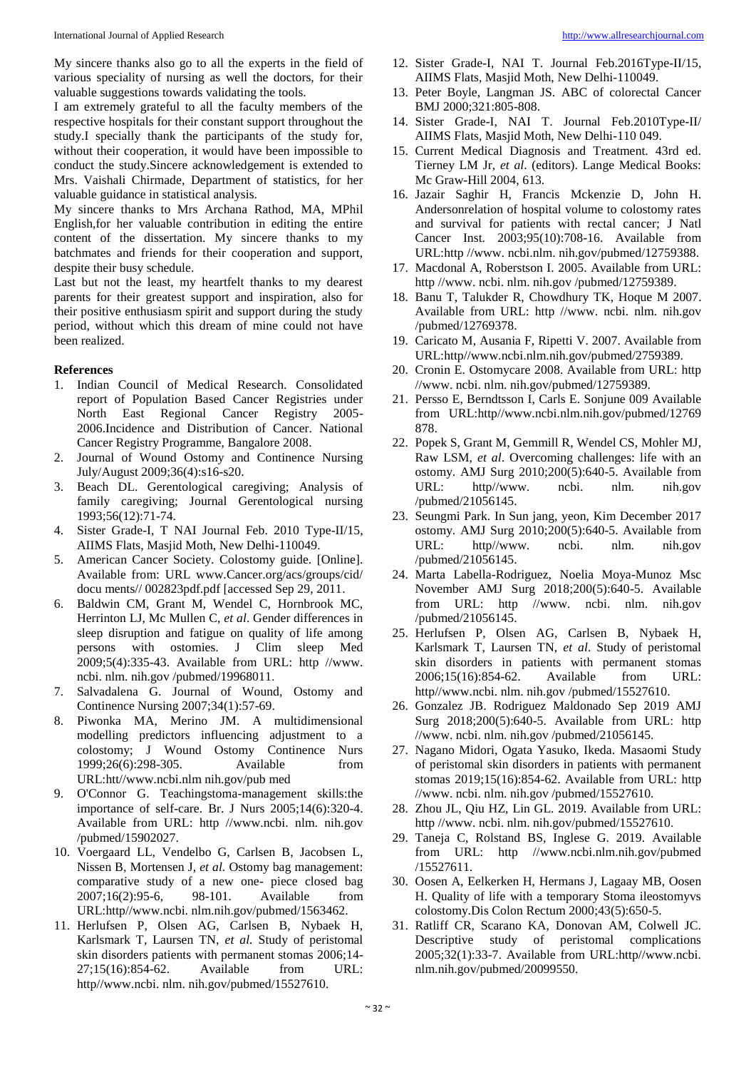My sincere thanks also go to all the experts in the field of various speciality of nursing as well the doctors, for their valuable suggestions towards validating the tools.

I am extremely grateful to all the faculty members of the respective hospitals for their constant support throughout the study.I specially thank the participants of the study for, without their cooperation, it would have been impossible to conduct the study.Sincere acknowledgement is extended to Mrs. Vaishali Chirmade, Department of statistics, for her valuable guidance in statistical analysis.

My sincere thanks to Mrs Archana Rathod, MA, MPhil English,for her valuable contribution in editing the entire content of the dissertation. My sincere thanks to my batchmates and friends for their cooperation and support, despite their busy schedule.

Last but not the least, my heartfelt thanks to my dearest parents for their greatest support and inspiration, also for their positive enthusiasm spirit and support during the study period, without which this dream of mine could not have been realized.

**References**

1. Indian Council of Medical Research. Consolidated report of Population Based Cancer Registries under North East Regional Cancer Registry 2005-2006.Incidence and Distribution of Cancer. National Cancer Registry Programme, Bangalore 2008.
2. Journal of Wound Ostomy and Continence Nursing July/August 2009;36(4):s16-s20.
3. Beach DL. Gerentological caregiving; Analysis of family caregiving; Journal Gerentological nursing 1993;56(12):71-74.
4. Sister Grade-I, T NAI Journal Feb. 2010 Type-II/15, AIIMS Flats, Masjid Moth, New Delhi-110049.
5. American Cancer Society. Colostomy guide. [Online]. Available from: URL www.Cancer.org/acs/groups/cid/ docu ments// 002823pdf.pdf [accessed Sep 29, 2011.
6. Baldwin CM, Grant M, Wendel C, Hornbrook MC, Herrinton LJ, Mc Mullen C, *et al*. Gender differences in sleep disruption and fatigue on quality of life among persons with ostomies. J Clim sleep Med 2009;5(4):335-43. Available from URL: http //www. ncbi. nlm. nih.gov /pubmed/19968011.
7. Salvadalena G. Journal of Wound, Ostomy and Continence Nursing 2007;34(1):57-69.
8. Piwonka MA, Merino JM. A multidimensional modelling predictors influencing adjustment to a colostomy; J Wound Ostomy Continence Nurs 1999;26(6):298-305. Available from URL:htt//www.ncbi.nlm nih.gov/pub med
9. O'Connor G. Teachingstoma-management skills:the importance of self-care. Br. J Nurs 2005;14(6):320-4. Available from URL: http //www.ncbi. nlm. nih.gov /pubmed/15902027.
10. Voergaard LL, Vendelbo G, Carlsen B, Jacobsen L, Nissen B, Mortensen J, *et al.* Ostomy bag management: comparative study of a new one- piece closed bag 2007;16(2):95-6, 98-101. Available from URL:http//www.ncbi. nlm.nih.gov/pubmed/1563462.
11. Herlufsen P, Olsen AG, Carlsen B, Nybaek H, Karlsmark T, Laursen TN, *et al.* Study of peristomal skin disorders patients with permanent stomas 2006;14-27;15(16):854-62. Available from URL: http//www.ncbi. nlm. nih.gov/pubmed/15527610.
12. Sister Grade-I, NAI T. Journal Feb.2016Type-II/15, AIIMS Flats, Masjid Moth, New Delhi-110049.
13. Peter Boyle, Langman JS. ABC of colorectal Cancer BMJ 2000;321:805-808.
14. Sister Grade-I, NAI T. Journal Feb.2010Type-II/ AIIMS Flats, Masjid Moth, New Delhi-110 049.
15. Current Medical Diagnosis and Treatment. 43rd ed. Tierney LM Jr, *et al*. (editors). Lange Medical Books: Mc Graw-Hill 2004, 613.
16. Jazair Saghir H, Francis Mckenzie D, John H. Andersonrelation of hospital volume to colostomy rates and survival for patients with rectal cancer; J Natl Cancer Inst. 2003;95(10):708-16. Available from URL:http //www. ncbi.nlm. nih.gov/pubmed/12759388.
17. Macdonal A, Roberstson I. 2005. Available from URL: http //www. ncbi. nlm. nih.gov /pubmed/12759389.
18. Banu T, Talukder R, Chowdhury TK, Hoque M 2007. Available from URL: http //www. ncbi. nlm. nih.gov /pubmed/12769378.
19. Caricato M, Ausania F, Ripetti V. 2007. Available from URL:http//www.ncbi.nlm.nih.gov/pubmed/2759389.
20. Cronin E. Ostomycare 2008. Available from URL: http //www. ncbi. nlm. nih.gov/pubmed/12759389.
21. Persso E, Berndtsson I, Carls E. Sonjune 009 Available from URL:http//www.ncbi.nlm.nih.gov/pubmed/12769 878.
22. Popek S, Grant M, Gemmill R, Wendel CS, Mohler MJ, Raw LSM, *et al*. Overcoming challenges: life with an ostomy. AMJ Surg 2010;200(5):640-5. Available from URL: http//www. ncbi. nlm. nih.gov /pubmed/21056145.
23. Seungmi Park. In Sun jang, yeon, Kim December 2017 ostomy. AMJ Surg 2010;200(5):640-5. Available from URL: http//www. ncbi. nlm. nih.gov /pubmed/21056145.
24. Marta Labella-Rodriguez, Noelia Moya-Munoz Msc November AMJ Surg 2018;200(5):640-5. Available from URL: http //www. ncbi. nlm. nih.gov /pubmed/21056145.
25. Herlufsen P, Olsen AG, Carlsen B, Nybaek H, Karlsmark T, Laursen TN, *et al*. Study of peristomal skin disorders in patients with permanent stomas 2006;15(16):854-62. Available from URL: http//www.ncbi. nlm. nih.gov /pubmed/15527610.
26. Gonzalez JB. Rodriguez Maldonado Sep 2019 AMJ Surg 2018;200(5):640-5. Available from URL: http //www. ncbi. nlm. nih.gov /pubmed/21056145.
27. Nagano Midori, Ogata Yasuko, Ikeda. Masaomi Study of peristomal skin disorders in patients with permanent stomas 2019;15(16):854-62. Available from URL: http //www. ncbi. nlm. nih.gov /pubmed/15527610.
28. Zhou JL, Qiu HZ, Lin GL. 2019. Available from URL: http //www. ncbi. nlm. nih.gov/pubmed/15527610.
29. Taneja C, Rolstand BS, Inglese G. 2019. Available from URL: http //www.ncbi.nlm.nih.gov/pubmed /15527611.
30. Oosen A, Eelkerken H, Hermans J, Lagaay MB, Oosen H. Quality of life with a temporary Stoma ileostomyvs colostomy.Dis Colon Rectum 2000;43(5):650-5.
31. Ratliff CR, Scarano KA, Donovan AM, Colwell JC. Descriptive study of peristomal complications 2005;32(1):33-7. Available from URL:http//www.ncbi. nlm.nih.gov/pubmed/20099550.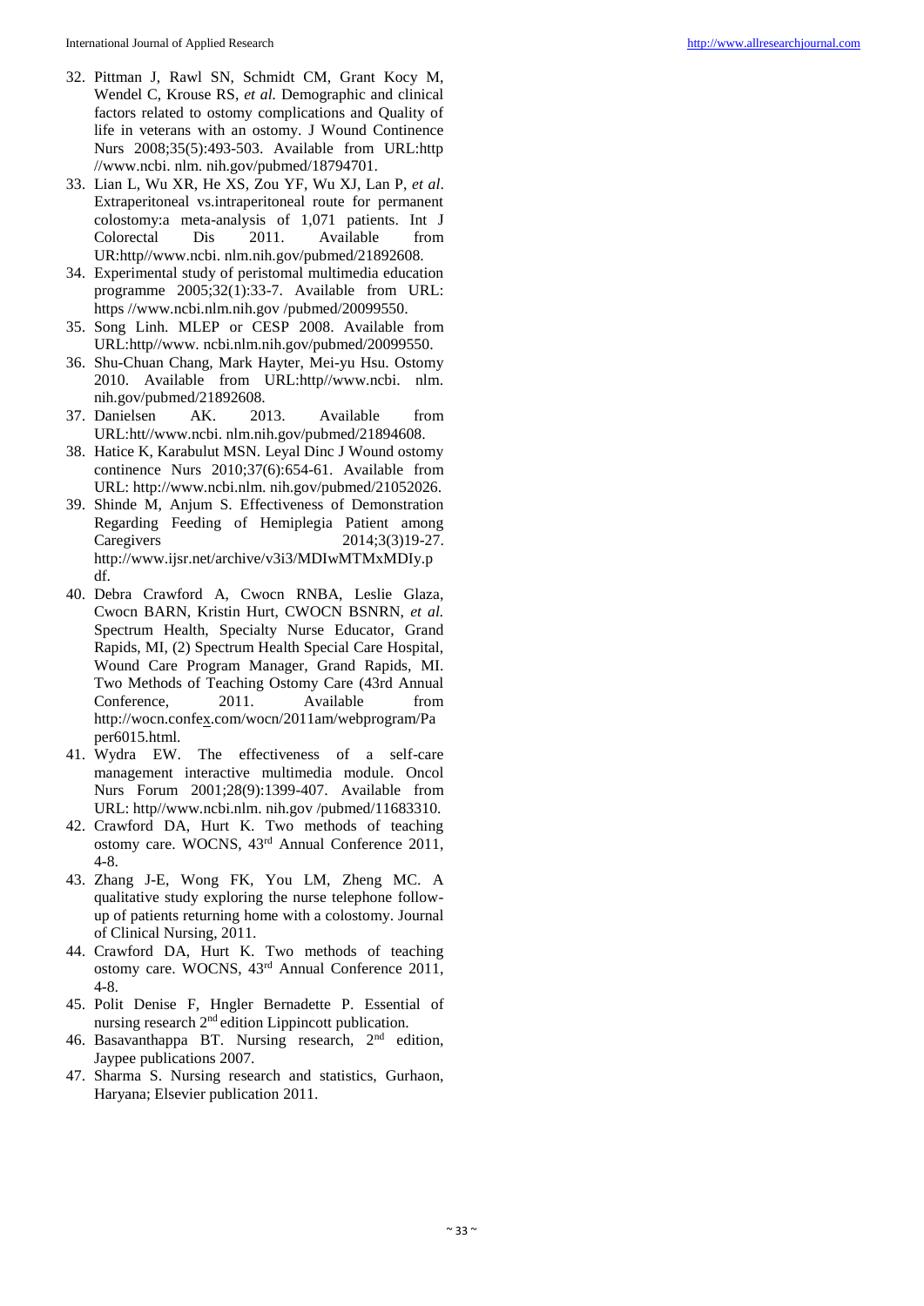32. Pittman J, Rawl SN, Schmidt CM, Grant Kocy M, Wendel C, Krouse RS, *et al.* Demographic and clinical factors related to ostomy complications and Quality of life in veterans with an ostomy. J Wound Continence Nurs 2008;35(5):493-503. Available from URL:http //www.ncbi. nlm. nih.gov/pubmed/18794701.
33. Lian L, Wu XR, He XS, Zou YF, Wu XJ, Lan P, *et al*. Extraperitoneal vs.intraperitoneal route for permanent colostomy:a meta-analysis of 1,071 patients. Int J Colorectal Dis 2011. Available from UR:http//www.ncbi. nlm.nih.gov/pubmed/21892608.
34. Experimental study of peristomal multimedia education programme 2005;32(1):33-7. Available from URL: https //www.ncbi.nlm.nih.gov /pubmed/20099550.
35. Song Linh. MLEP or CESP 2008. Available from URL:http//www. ncbi.nlm.nih.gov/pubmed/20099550.
36. Shu-Chuan Chang, Mark Hayter, Mei-yu Hsu. Ostomy 2010. Available from URL:http//www.ncbi. nlm. nih.gov/pubmed/21892608.
37. Danielsen AK. 2013. Available from URL:htt//www.ncbi. nlm.nih.gov/pubmed/21894608.
38. Hatice K, Karabulut MSN. Leyal Dinc J Wound ostomy continence Nurs 2010;37(6):654-61. Available from URL: http://www.ncbi.nlm. nih.gov/pubmed/21052026.
39. Shinde M, Anjum S. Effectiveness of Demonstration Regarding Feeding of Hemiplegia Patient among Caregivers 2014;3(3)19-27. http://www.ijsr.net/archive/v3i3/MDIwMTMxMDIy.pdf.
40. Debra Crawford A, Cwocn RNBA, Leslie Glaza, Cwocn BARN, Kristin Hurt, CWOCN BSNRN, *et al.* Spectrum Health, Specialty Nurse Educator, Grand Rapids, MI, (2) Spectrum Health Special Care Hospital, Wound Care Program Manager, Grand Rapids, MI. Two Methods of Teaching Ostomy Care (43rd Annual Conference, 2011. Available from http://wocn.confex.com/wocn/2011am/webprogram/Paper6015.html.
41. Wydra EW. The effectiveness of a self-care management interactive multimedia module. Oncol Nurs Forum 2001;28(9):1399-407. Available from URL: http//www.ncbi.nlm. nih.gov /pubmed/11683310.
42. Crawford DA, Hurt K. Two methods of teaching ostomy care. WOCNS, 43rd Annual Conference 2011, 4-8.
43. Zhang J-E, Wong FK, You LM, Zheng MC. A qualitative study exploring the nurse telephone follow-up of patients returning home with a colostomy. Journal of Clinical Nursing, 2011.
44. Crawford DA, Hurt K. Two methods of teaching ostomy care. WOCNS, 43rd Annual Conference 2011, 4-8.
45. Polit Denise F, Hngler Bernadette P. Essential of nursing research 2nd edition Lippincott publication.
46. Basavanthappa BT. Nursing research, 2nd edition, Jaypee publications 2007.
47. Sharma S. Nursing research and statistics, Gurhaon, Haryana; Elsevier publication 2011.